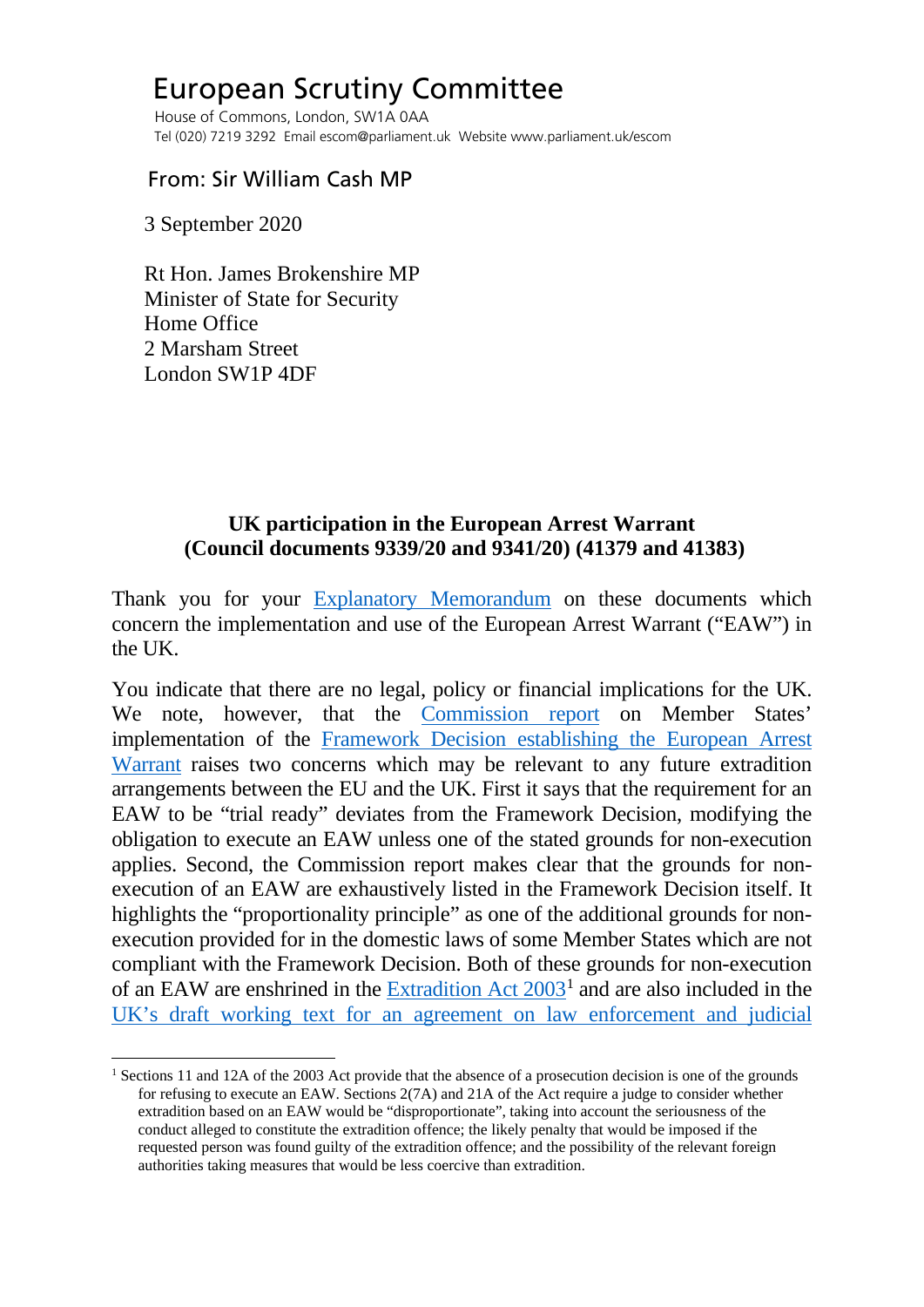# European Scrutiny Committee

House of Commons, London, SW1A 0AA
Tel (020) 7219 3292 Email escom@parliament.uk Website www.parliament.uk/escom

From: Sir William Cash MP

3 September 2020

Rt Hon. James Brokenshire MP
Minister of State for Security
Home Office
2 Marsham Street
London SW1P 4DF

**UK participation in the European Arrest Warrant**
**(Council documents 9339/20 and 9341/20) (41379 and 41383)**

Thank you for your Explanatory Memorandum on these documents which concern the implementation and use of the European Arrest Warrant ("EAW") in the UK.

You indicate that there are no legal, policy or financial implications for the UK. We note, however, that the Commission report on Member States' implementation of the Framework Decision establishing the European Arrest Warrant raises two concerns which may be relevant to any future extradition arrangements between the EU and the UK. First it says that the requirement for an EAW to be "trial ready" deviates from the Framework Decision, modifying the obligation to execute an EAW unless one of the stated grounds for non-execution applies. Second, the Commission report makes clear that the grounds for non-execution of an EAW are exhaustively listed in the Framework Decision itself. It highlights the "proportionality principle" as one of the additional grounds for non-execution provided for in the domestic laws of some Member States which are not compliant with the Framework Decision. Both of these grounds for non-execution of an EAW are enshrined in the Extradition Act 2003[1] and are also included in the UK's draft working text for an agreement on law enforcement and judicial

[1] Sections 11 and 12A of the 2003 Act provide that the absence of a prosecution decision is one of the grounds for refusing to execute an EAW. Sections 2(7A) and 21A of the Act require a judge to consider whether extradition based on an EAW would be "disproportionate", taking into account the seriousness of the conduct alleged to constitute the extradition offence; the likely penalty that would be imposed if the requested person was found guilty of the extradition offence; and the possibility of the relevant foreign authorities taking measures that would be less coercive than extradition.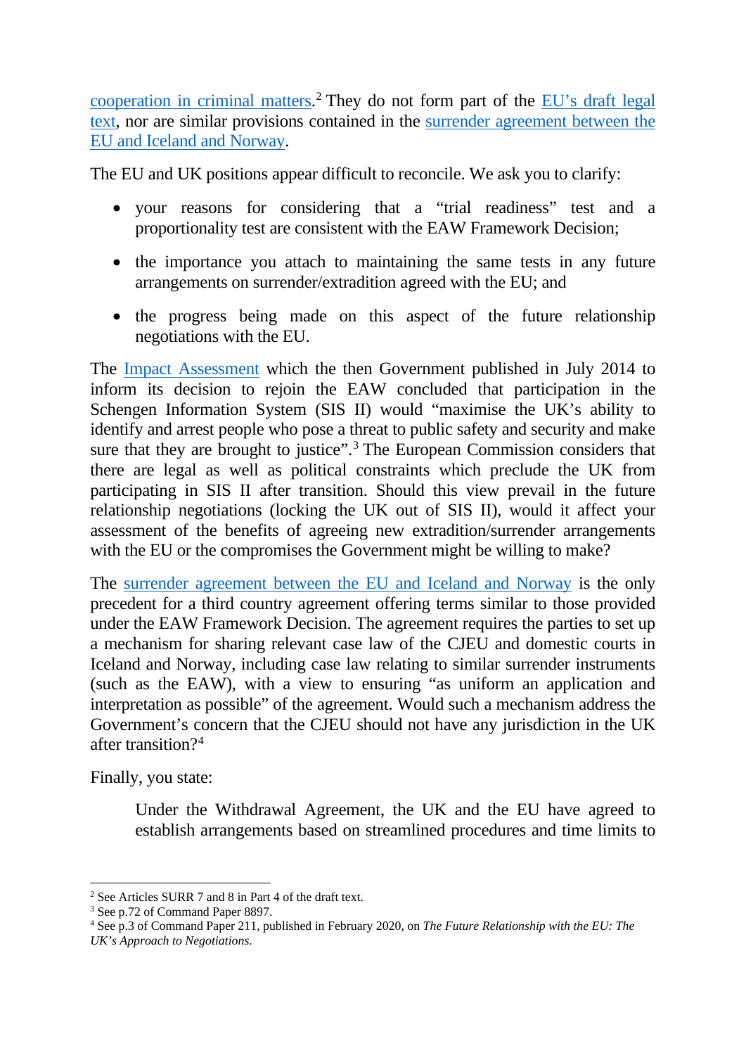cooperation in criminal matters.[2] They do not form part of the EU's draft legal text, nor are similar provisions contained in the surrender agreement between the EU and Iceland and Norway.

The EU and UK positions appear difficult to reconcile. We ask you to clarify:

- your reasons for considering that a "trial readiness" test and a proportionality test are consistent with the EAW Framework Decision;
- the importance you attach to maintaining the same tests in any future arrangements on surrender/extradition agreed with the EU; and
- the progress being made on this aspect of the future relationship negotiations with the EU.

The Impact Assessment which the then Government published in July 2014 to inform its decision to rejoin the EAW concluded that participation in the Schengen Information System (SIS II) would "maximise the UK's ability to identify and arrest people who pose a threat to public safety and security and make sure that they are brought to justice".[3] The European Commission considers that there are legal as well as political constraints which preclude the UK from participating in SIS II after transition. Should this view prevail in the future relationship negotiations (locking the UK out of SIS II), would it affect your assessment of the benefits of agreeing new extradition/surrender arrangements with the EU or the compromises the Government might be willing to make?

The surrender agreement between the EU and Iceland and Norway is the only precedent for a third country agreement offering terms similar to those provided under the EAW Framework Decision. The agreement requires the parties to set up a mechanism for sharing relevant case law of the CJEU and domestic courts in Iceland and Norway, including case law relating to similar surrender instruments (such as the EAW), with a view to ensuring "as uniform an application and interpretation as possible" of the agreement. Would such a mechanism address the Government's concern that the CJEU should not have any jurisdiction in the UK after transition?[4]

Finally, you state:

> Under the Withdrawal Agreement, the UK and the EU have agreed to establish arrangements based on streamlined procedures and time limits to

---

[2] See Articles SURR 7 and 8 in Part 4 of the draft text.

[3] See p.72 of Command Paper 8897.

[4] See p.3 of Command Paper 211, published in February 2020, on *The Future Relationship with the EU: The UK's Approach to Negotiations.*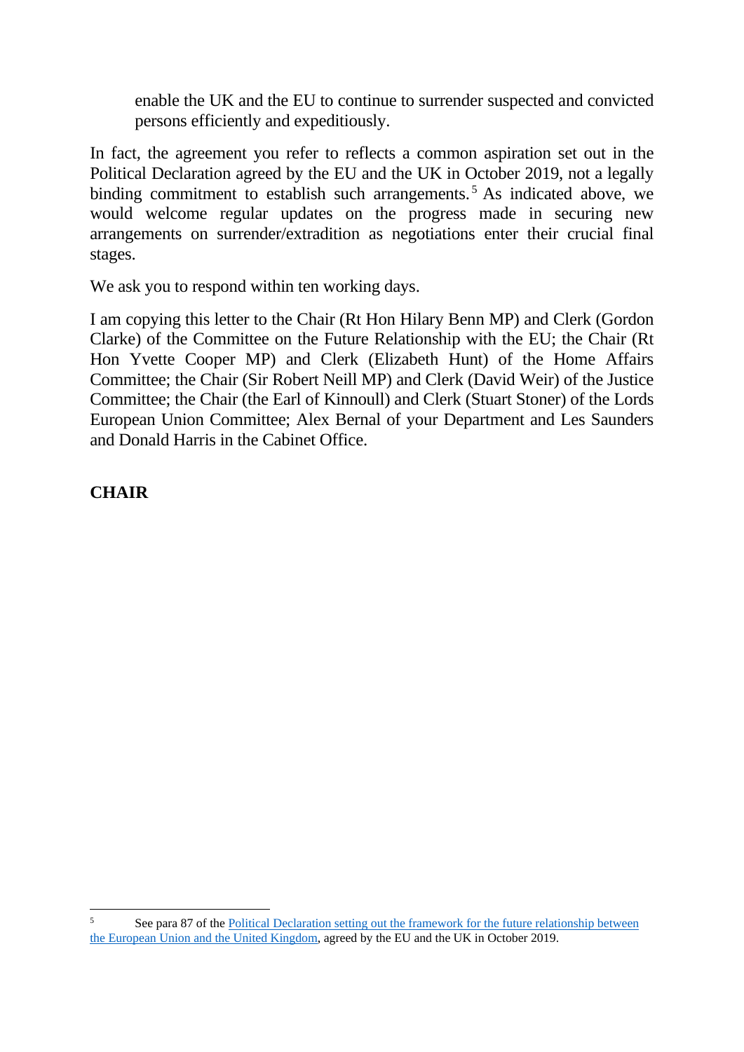enable the UK and the EU to continue to surrender suspected and convicted persons efficiently and expeditiously.

In fact, the agreement you refer to reflects a common aspiration set out in the Political Declaration agreed by the EU and the UK in October 2019, not a legally binding commitment to establish such arrangements.[5] As indicated above, we would welcome regular updates on the progress made in securing new arrangements on surrender/extradition as negotiations enter their crucial final stages.

We ask you to respond within ten working days.

I am copying this letter to the Chair (Rt Hon Hilary Benn MP) and Clerk (Gordon Clarke) of the Committee on the Future Relationship with the EU; the Chair (Rt Hon Yvette Cooper MP) and Clerk (Elizabeth Hunt) of the Home Affairs Committee; the Chair (Sir Robert Neill MP) and Clerk (David Weir) of the Justice Committee; the Chair (the Earl of Kinnoull) and Clerk (Stuart Stoner) of the Lords European Union Committee; Alex Bernal of your Department and Les Saunders and Donald Harris in the Cabinet Office.

**CHAIR**

---

[5] See para 87 of the Political Declaration setting out the framework for the future relationship between the European Union and the United Kingdom, agreed by the EU and the UK in October 2019.